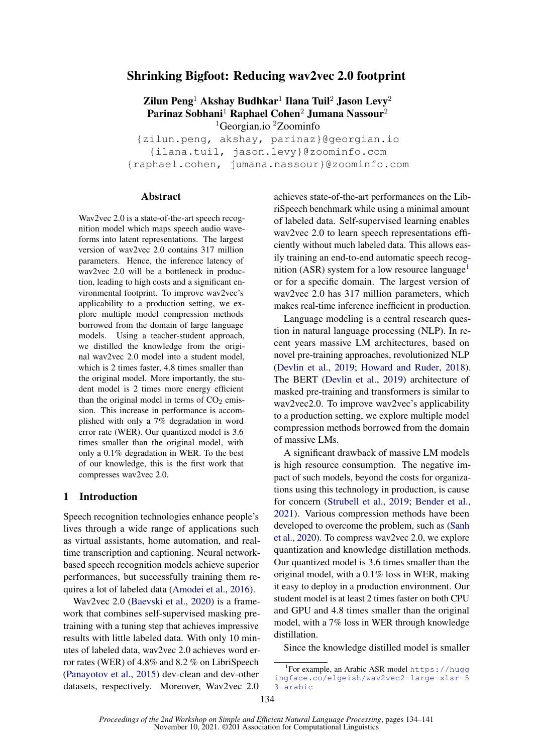# Shrinking Bigfoot: Reducing wav2vec 2.0 footprint

**Zilun Peng**[1] **Akshay Budhkar**[1] **Ilana Tuil**[2] **Jason Levy**[2]
**Parinaz Sobhani**[1] **Raphael Cohen**[2] **Jumana Nassour**[2]

[1]Georgian.io [2]Zoominfo

{zilun.peng, akshay, parinaz}@georgian.io
{ilana.tuil, jason.levy}@zoominfo.com
{raphael.cohen, jumana.nassour}@zoominfo.com

## Abstract

Wav2vec 2.0 is a state-of-the-art speech recognition model which maps speech audio waveforms into latent representations. The largest version of wav2vec 2.0 contains 317 million parameters. Hence, the inference latency of wav2vec 2.0 will be a bottleneck in production, leading to high costs and a significant environmental footprint. To improve wav2vec's applicability to a production setting, we explore multiple model compression methods borrowed from the domain of large language models. Using a teacher-student approach, we distilled the knowledge from the original wav2vec 2.0 model into a student model, which is 2 times faster, 4.8 times smaller than the original model. More importantly, the student model is 2 times more energy efficient than the original model in terms of $CO_2$ emission. This increase in performance is accomplished with only a 7% degradation in word error rate (WER). Our quantized model is 3.6 times smaller than the original model, with only a 0.1% degradation in WER. To the best of our knowledge, this is the first work that compresses wav2vec 2.0.

## 1 Introduction

Speech recognition technologies enhance people's lives through a wide range of applications such as virtual assistants, home automation, and real-time transcription and captioning. Neural network-based speech recognition models achieve superior performances, but successfully training them requires a lot of labeled data (Amodei et al., 2016).

Wav2vec 2.0 (Baevski et al., 2020) is a framework that combines self-supervised masking pre-training with a tuning step that achieves impressive results with little labeled data. With only 10 minutes of labeled data, wav2vec 2.0 achieves word error rates (WER) of 4.8% and 8.2 % on LibriSpeech (Panayotov et al., 2015) dev-clean and dev-other datasets, respectively. Moreover, Wav2vec 2.0 achieves state-of-the-art performances on the LibriSpeech benchmark while using a minimal amount of labeled data. Self-supervised learning enables wav2vec 2.0 to learn speech representations efficiently without much labeled data. This allows easily training an end-to-end automatic speech recognition (ASR) system for a low resource language[1] or for a specific domain. The largest version of wav2vec 2.0 has 317 million parameters, which makes real-time inference inefficient in production.

Language modeling is a central research question in natural language processing (NLP). In recent years massive LM architectures, based on novel pre-training approaches, revolutionized NLP (Devlin et al., 2019; Howard and Ruder, 2018). The BERT (Devlin et al., 2019) architecture of masked pre-training and transformers is similar to wav2vec2.0. To improve wav2vec's applicability to a production setting, we explore multiple model compression methods borrowed from the domain of massive LMs.

A significant drawback of massive LM models is high resource consumption. The negative impact of such models, beyond the costs for organizations using this technology in production, is cause for concern (Strubell et al., 2019; Bender et al., 2021). Various compression methods have been developed to overcome the problem, such as (Sanh et al., 2020). To compress wav2vec 2.0, we explore quantization and knowledge distillation methods. Our quantized model is 3.6 times smaller than the original model, with a 0.1% loss in WER, making it easy to deploy in a production environment. Our student model is at least 2 times faster on both CPU and GPU and 4.8 times smaller than the original model, with a 7% loss in WER through knowledge distillation.

Since the knowledge distilled model is smaller

[1]For example, an Arabic ASR model https://huggingface.co/elgeish/wav2vec2-large-xlsr-53-arabic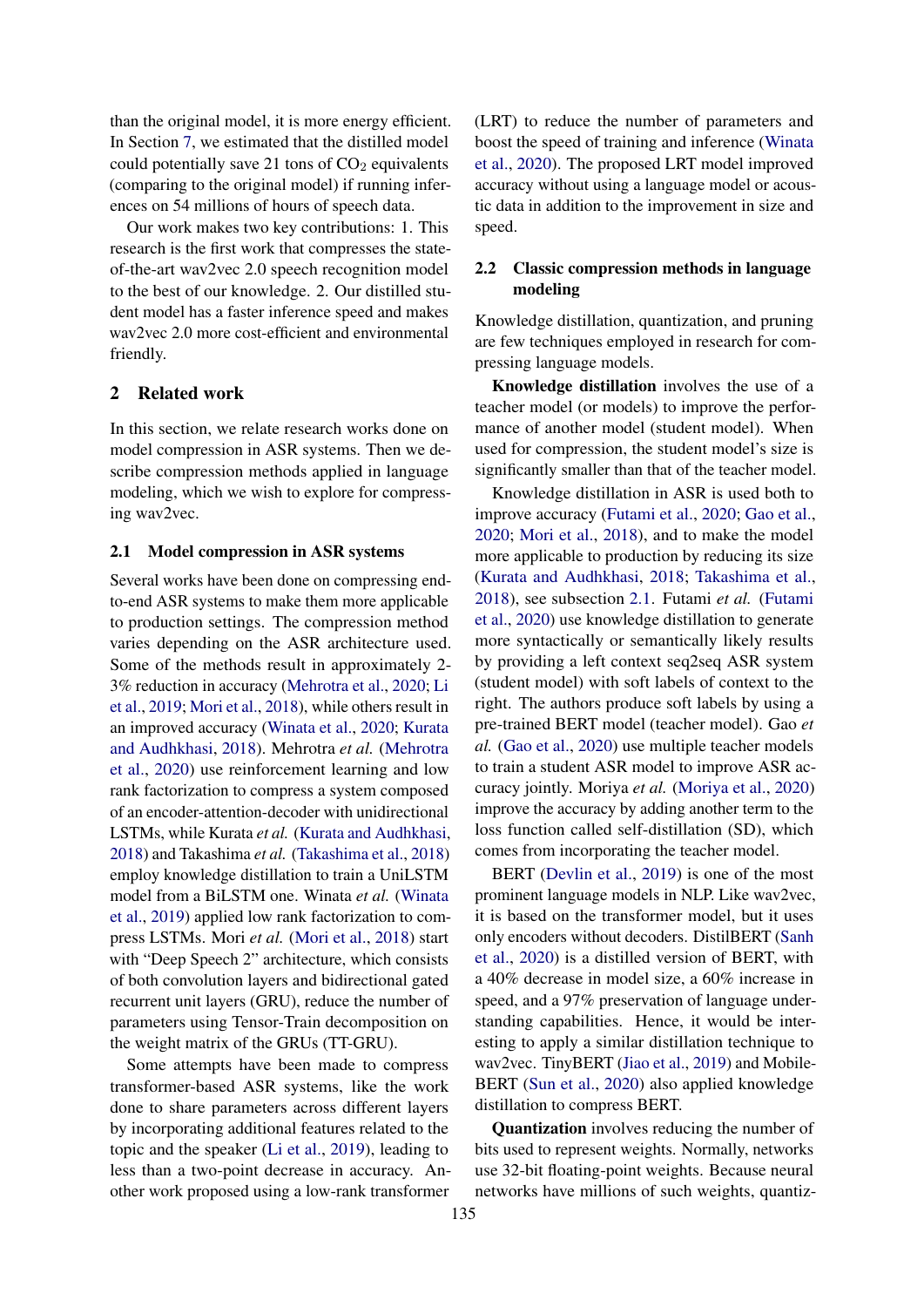than the original model, it is more energy efficient. In Section 7, we estimated that the distilled model could potentially save 21 tons of $CO_2$ equivalents (comparing to the original model) if running inferences on 54 millions of hours of speech data.

Our work makes two key contributions: 1. This research is the first work that compresses the state-of-the-art wav2vec 2.0 speech recognition model to the best of our knowledge. 2. Our distilled student model has a faster inference speed and makes wav2vec 2.0 more cost-efficient and environmental friendly.

## 2 Related work

In this section, we relate research works done on model compression in ASR systems. Then we describe compression methods applied in language modeling, which we wish to explore for compressing wav2vec.

### 2.1 Model compression in ASR systems

Several works have been done on compressing end-to-end ASR systems to make them more applicable to production settings. The compression method varies depending on the ASR architecture used. Some of the methods result in approximately 2-3% reduction in accuracy (Mehrotra et al., 2020; Li et al., 2019; Mori et al., 2018), while others result in an improved accuracy (Winata et al., 2020; Kurata and Audhkhasi, 2018). Mehrotra *et al.* (Mehrotra et al., 2020) use reinforcement learning and low rank factorization to compress a system composed of an encoder-attention-decoder with unidirectional LSTMs, while Kurata *et al.* (Kurata and Audhkhasi, 2018) and Takashima *et al.* (Takashima et al., 2018) employ knowledge distillation to train a UniLSTM model from a BiLSTM one. Winata *et al.* (Winata et al., 2019) applied low rank factorization to compress LSTMs. Mori *et al.* (Mori et al., 2018) start with “Deep Speech 2” architecture, which consists of both convolution layers and bidirectional gated recurrent unit layers (GRU), reduce the number of parameters using Tensor-Train decomposition on the weight matrix of the GRUs (TT-GRU).

Some attempts have been made to compress transformer-based ASR systems, like the work done to share parameters across different layers by incorporating additional features related to the topic and the speaker (Li et al., 2019), leading to less than a two-point decrease in accuracy. Another work proposed using a low-rank transformer (LRT) to reduce the number of parameters and boost the speed of training and inference (Winata et al., 2020). The proposed LRT model improved accuracy without using a language model or acoustic data in addition to the improvement in size and speed.

### 2.2 Classic compression methods in language modeling

Knowledge distillation, quantization, and pruning are few techniques employed in research for compressing language models.

**Knowledge distillation** involves the use of a teacher model (or models) to improve the performance of another model (student model). When used for compression, the student model’s size is significantly smaller than that of the teacher model.

Knowledge distillation in ASR is used both to improve accuracy (Futami et al., 2020; Gao et al., 2020; Mori et al., 2018), and to make the model more applicable to production by reducing its size (Kurata and Audhkhasi, 2018; Takashima et al., 2018), see subsection 2.1. Futami *et al.* (Futami et al., 2020) use knowledge distillation to generate more syntactically or semantically likely results by providing a left context seq2seq ASR system (student model) with soft labels of context to the right. The authors produce soft labels by using a pre-trained BERT model (teacher model). Gao *et al.* (Gao et al., 2020) use multiple teacher models to train a student ASR model to improve ASR accuracy jointly. Moriya *et al.* (Moriya et al., 2020) improve the accuracy by adding another term to the loss function called self-distillation (SD), which comes from incorporating the teacher model.

BERT (Devlin et al., 2019) is one of the most prominent language models in NLP. Like wav2vec, it is based on the transformer model, but it uses only encoders without decoders. DistilBERT (Sanh et al., 2020) is a distilled version of BERT, with a 40% decrease in model size, a 60% increase in speed, and a 97% preservation of language understanding capabilities. Hence, it would be interesting to apply a similar distillation technique to wav2vec. TinyBERT (Jiao et al., 2019) and MobileBERT (Sun et al., 2020) also applied knowledge distillation to compress BERT.

**Quantization** involves reducing the number of bits used to represent weights. Normally, networks use 32-bit floating-point weights. Because neural networks have millions of such weights, quantiz-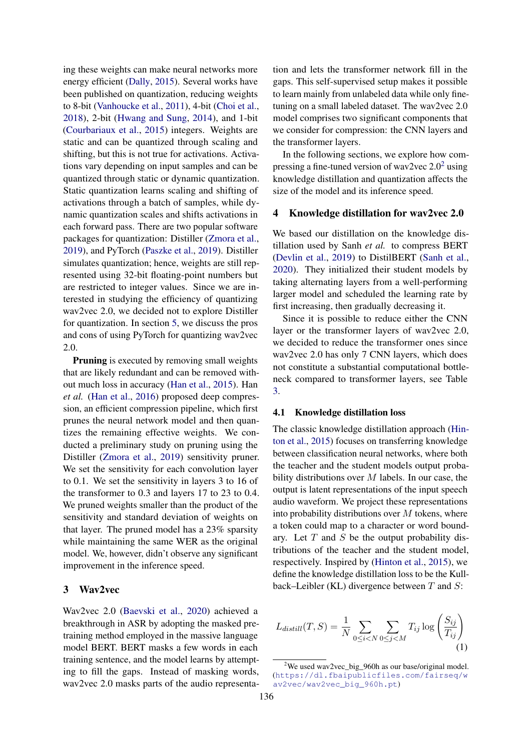ing these weights can make neural networks more energy efficient (Dally, 2015). Several works have been published on quantization, reducing weights to 8-bit (Vanhoucke et al., 2011), 4-bit (Choi et al., 2018), 2-bit (Hwang and Sung, 2014), and 1-bit (Courbariaux et al., 2015) integers. Weights are static and can be quantized through scaling and shifting, but this is not true for activations. Activations vary depending on input samples and can be quantized through static or dynamic quantization. Static quantization learns scaling and shifting of activations through a batch of samples, while dynamic quantization scales and shifts activations in each forward pass. There are two popular software packages for quantization: Distiller (Zmora et al., 2019), and PyTorch (Paszke et al., 2019). Distiller simulates quantization; hence, weights are still represented using 32-bit floating-point numbers but are restricted to integer values. Since we are interested in studying the efficiency of quantizing wav2vec 2.0, we decided not to explore Distiller for quantization. In section 5, we discuss the pros and cons of using PyTorch for quantizing wav2vec 2.0.

**Pruning** is executed by removing small weights that are likely redundant and can be removed without much loss in accuracy (Han et al., 2015). Han *et al.* (Han et al., 2016) proposed deep compression, an efficient compression pipeline, which first prunes the neural network model and then quantizes the remaining effective weights. We conducted a preliminary study on pruning using the Distiller (Zmora et al., 2019) sensitivity pruner. We set the sensitivity for each convolution layer to 0.1. We set the sensitivity in layers 3 to 16 of the transformer to 0.3 and layers 17 to 23 to 0.4. We pruned weights smaller than the product of the sensitivity and standard deviation of weights on that layer. The pruned model has a 23% sparsity while maintaining the same WER as the original model. We, however, didn't observe any significant improvement in the inference speed.

## 3 Wav2vec

Wav2vec 2.0 (Baevski et al., 2020) achieved a breakthrough in ASR by adopting the masked pretraining method employed in the massive language model BERT. BERT masks a few words in each training sentence, and the model learns by attempting to fill the gaps. Instead of masking words, wav2vec 2.0 masks parts of the audio representation and lets the transformer network fill in the gaps. This self-supervised setup makes it possible to learn mainly from unlabeled data while only finetuning on a small labeled dataset. The wav2vec 2.0 model comprises two significant components that we consider for compression: the CNN layers and the transformer layers.

In the following sections, we explore how compressing a fine-tuned version of wav2vec 2.0[2] using knowledge distillation and quantization affects the size of the model and its inference speed.

## 4 Knowledge distillation for wav2vec 2.0

We based our distillation on the knowledge distillation used by Sanh *et al.* to compress BERT (Devlin et al., 2019) to DistilBERT (Sanh et al., 2020). They initialized their student models by taking alternating layers from a well-performing larger model and scheduled the learning rate by first increasing, then gradually decreasing it.

Since it is possible to reduce either the CNN layer or the transformer layers of wav2vec 2.0, we decided to reduce the transformer ones since wav2vec 2.0 has only 7 CNN layers, which does not constitute a substantial computational bottleneck compared to transformer layers, see Table 3.

### 4.1 Knowledge distillation loss

The classic knowledge distillation approach (Hinton et al., 2015) focuses on transferring knowledge between classification neural networks, where both the teacher and the student models output probability distributions over $M$ labels. In our case, the output is latent representations of the input speech audio waveform. We project these representations into probability distributions over $M$ tokens, where a token could map to a character or word boundary. Let $T$ and $S$ be the output probability distributions of the teacher and the student model, respectively. Inspired by (Hinton et al., 2015), we define the knowledge distillation loss to be the Kullback–Leibler (KL) divergence between $T$ and $S$:

$$L_{distill}(T, S) = \frac{1}{N} \sum_{0 \leq i < N} \sum_{0 \leq j < M} T_{ij} \log \left( \frac{S_{ij}}{T_{ij}} \right) \tag{1}$$

[2] We used wav2vec_big_960h as our base/original model. (https://dl.fbaipublicfiles.com/fairseq/wav2vec/wav2vec_big_960h.pt)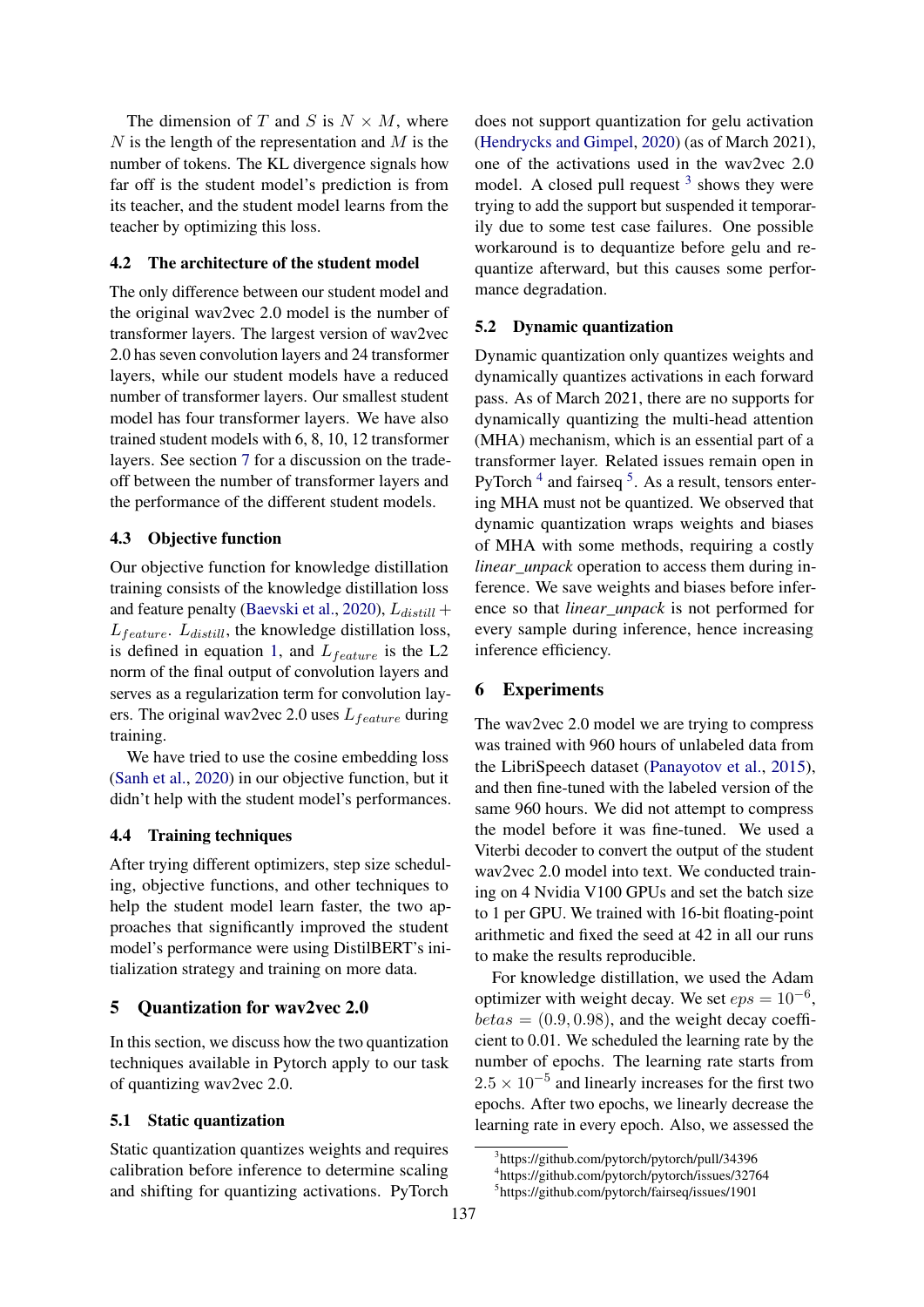The dimension of $T$ and $S$ is $N \times M$, where $N$ is the length of the representation and $M$ is the number of tokens. The KL divergence signals how far off is the student model's prediction is from its teacher, and the student model learns from the teacher by optimizing this loss.

### 4.2 The architecture of the student model

The only difference between our student model and the original wav2vec 2.0 model is the number of transformer layers. The largest version of wav2vec 2.0 has seven convolution layers and 24 transformer layers, while our student models have a reduced number of transformer layers. Our smallest student model has four transformer layers. We have also trained student models with 6, 8, 10, 12 transformer layers. See section 7 for a discussion on the trade-off between the number of transformer layers and the performance of the different student models.

### 4.3 Objective function

Our objective function for knowledge distillation training consists of the knowledge distillation loss and feature penalty (Baevski et al., 2020), $L_{distill} + L_{feature}$. $L_{distill}$, the knowledge distillation loss, is defined in equation 1, and $L_{feature}$ is the L2 norm of the final output of convolution layers and serves as a regularization term for convolution layers. The original wav2vec 2.0 uses $L_{feature}$ during training.

We have tried to use the cosine embedding loss (Sanh et al., 2020) in our objective function, but it didn't help with the student model's performances.

### 4.4 Training techniques

After trying different optimizers, step size scheduling, objective functions, and other techniques to help the student model learn faster, the two approaches that significantly improved the student model's performance were using DistilBERT's initialization strategy and training on more data.

## 5 Quantization for wav2vec 2.0

In this section, we discuss how the two quantization techniques available in Pytorch apply to our task of quantizing wav2vec 2.0.

### 5.1 Static quantization

Static quantization quantizes weights and requires calibration before inference to determine scaling and shifting for quantizing activations. PyTorch does not support quantization for gelu activation (Hendrycks and Gimpel, 2020) (as of March 2021), one of the activations used in the wav2vec 2.0 model. A closed pull request [3] shows they were trying to add the support but suspended it temporarily due to some test case failures. One possible workaround is to dequantize before gelu and re-quantize afterward, but this causes some performance degradation.

### 5.2 Dynamic quantization

Dynamic quantization only quantizes weights and dynamically quantizes activations in each forward pass. As of March 2021, there are no supports for dynamically quantizing the multi-head attention (MHA) mechanism, which is an essential part of a transformer layer. Related issues remain open in PyTorch [4] and fairseq [5]. As a result, tensors entering MHA must not be quantized. We observed that dynamic quantization wraps weights and biases of MHA with some methods, requiring a costly *linear_unpack* operation to access them during inference. We save weights and biases before inference so that *linear_unpack* is not performed for every sample during inference, hence increasing inference efficiency.

## 6 Experiments

The wav2vec 2.0 model we are trying to compress was trained with 960 hours of unlabeled data from the LibriSpeech dataset (Panayotov et al., 2015), and then fine-tuned with the labeled version of the same 960 hours. We did not attempt to compress the model before it was fine-tuned. We used a Viterbi decoder to convert the output of the student wav2vec 2.0 model into text. We conducted training on 4 Nvidia V100 GPUs and set the batch size to 1 per GPU. We trained with 16-bit floating-point arithmetic and fixed the seed at 42 in all our runs to make the results reproducible.

For knowledge distillation, we used the Adam optimizer with weight decay. We set $eps = 10^{-6}$, $betas = (0.9, 0.98)$, and the weight decay coefficient to 0.01. We scheduled the learning rate by the number of epochs. The learning rate starts from $2.5 \times 10^{-5}$ and linearly increases for the first two epochs. After two epochs, we linearly decrease the learning rate in every epoch. Also, we assessed the

[3] https://github.com/pytorch/pytorch/pull/34396

[4] https://github.com/pytorch/pytorch/issues/32764

[5] https://github.com/pytorch/fairseq/issues/1901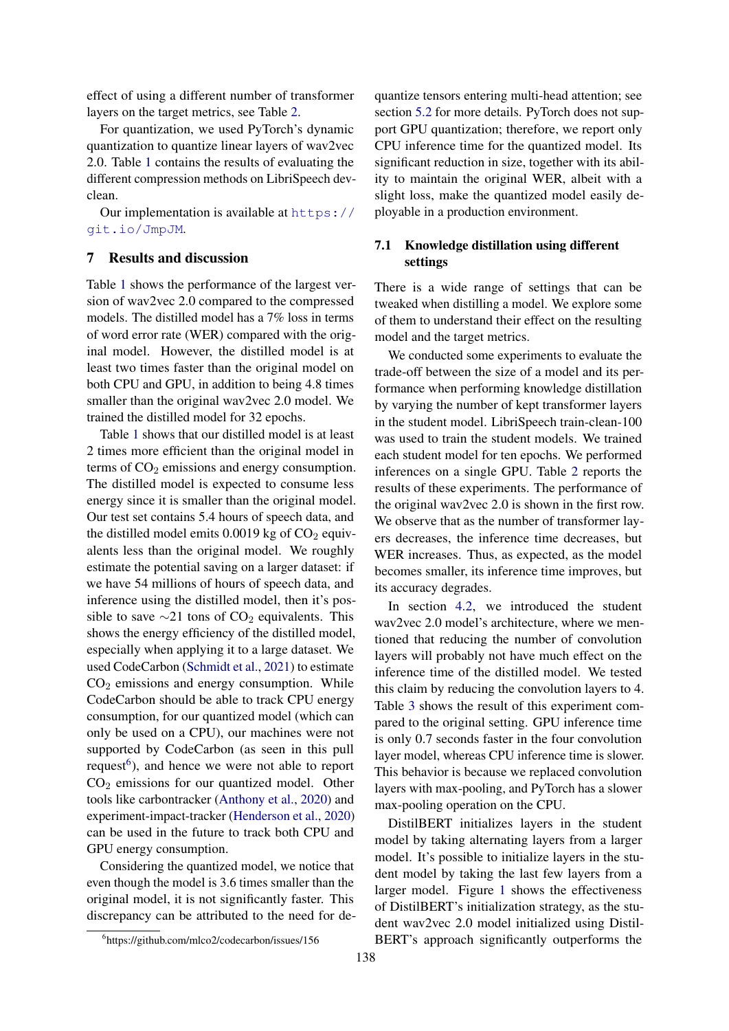effect of using a different number of transformer layers on the target metrics, see Table 2.

For quantization, we used PyTorch's dynamic quantization to quantize linear layers of wav2vec 2.0. Table 1 contains the results of evaluating the different compression methods on LibriSpeech dev-clean.

Our implementation is available at https://git.io/JmpJM.

## 7 Results and discussion

Table 1 shows the performance of the largest version of wav2vec 2.0 compared to the compressed models. The distilled model has a 7% loss in terms of word error rate (WER) compared with the original model. However, the distilled model is at least two times faster than the original model on both CPU and GPU, in addition to being 4.8 times smaller than the original wav2vec 2.0 model. We trained the distilled model for 32 epochs.

Table 1 shows that our distilled model is at least 2 times more efficient than the original model in terms of $CO_2$ emissions and energy consumption. The distilled model is expected to consume less energy since it is smaller than the original model. Our test set contains 5.4 hours of speech data, and the distilled model emits 0.0019 kg of $CO_2$ equivalents less than the original model. We roughly estimate the potential saving on a larger dataset: if we have 54 millions of hours of speech data, and inference using the distilled model, then it's possible to save $\sim$21 tons of $CO_2$ equivalents. This shows the energy efficiency of the distilled model, especially when applying it to a large dataset. We used CodeCarbon (Schmidt et al., 2021) to estimate $CO_2$ emissions and energy consumption. While CodeCarbon should be able to track CPU energy consumption, for our quantized model (which can only be used on a CPU), our machines were not supported by CodeCarbon (as seen in this pull request[6]), and hence we were not able to report $CO_2$ emissions for our quantized model. Other tools like carbontracker (Anthony et al., 2020) and experiment-impact-tracker (Henderson et al., 2020) can be used in the future to track both CPU and GPU energy consumption.

Considering the quantized model, we notice that even though the model is 3.6 times smaller than the original model, it is not significantly faster. This discrepancy can be attributed to the need for dequantize tensors entering multi-head attention; see section 5.2 for more details. PyTorch does not support GPU quantization; therefore, we report only CPU inference time for the quantized model. Its significant reduction in size, together with its ability to maintain the original WER, albeit with a slight loss, make the quantized model easily deployable in a production environment.

### 7.1 Knowledge distillation using different settings

There is a wide range of settings that can be tweaked when distilling a model. We explore some of them to understand their effect on the resulting model and the target metrics.

We conducted some experiments to evaluate the trade-off between the size of a model and its performance when performing knowledge distillation by varying the number of kept transformer layers in the student model. LibriSpeech train-clean-100 was used to train the student models. We trained each student model for ten epochs. We performed inferences on a single GPU. Table 2 reports the results of these experiments. The performance of the original wav2vec 2.0 is shown in the first row. We observe that as the number of transformer layers decreases, the inference time decreases, but WER increases. Thus, as expected, as the model becomes smaller, its inference time improves, but its accuracy degrades.

In section 4.2, we introduced the student wav2vec 2.0 model's architecture, where we mentioned that reducing the number of convolution layers will probably not have much effect on the inference time of the distilled model. We tested this claim by reducing the convolution layers to 4. Table 3 shows the result of this experiment compared to the original setting. GPU inference time is only 0.7 seconds faster in the four convolution layer model, whereas CPU inference time is slower. This behavior is because we replaced convolution layers with max-pooling, and PyTorch has a slower max-pooling operation on the CPU.

DistilBERT initializes layers in the student model by taking alternating layers from a larger model. It's possible to initialize layers in the student model by taking the last few layers from a larger model. Figure 1 shows the effectiveness of DistilBERT's initialization strategy, as the student wav2vec 2.0 model initialized using DistilBERT's approach significantly outperforms the

[6]https://github.com/mlco2/codecarbon/issues/156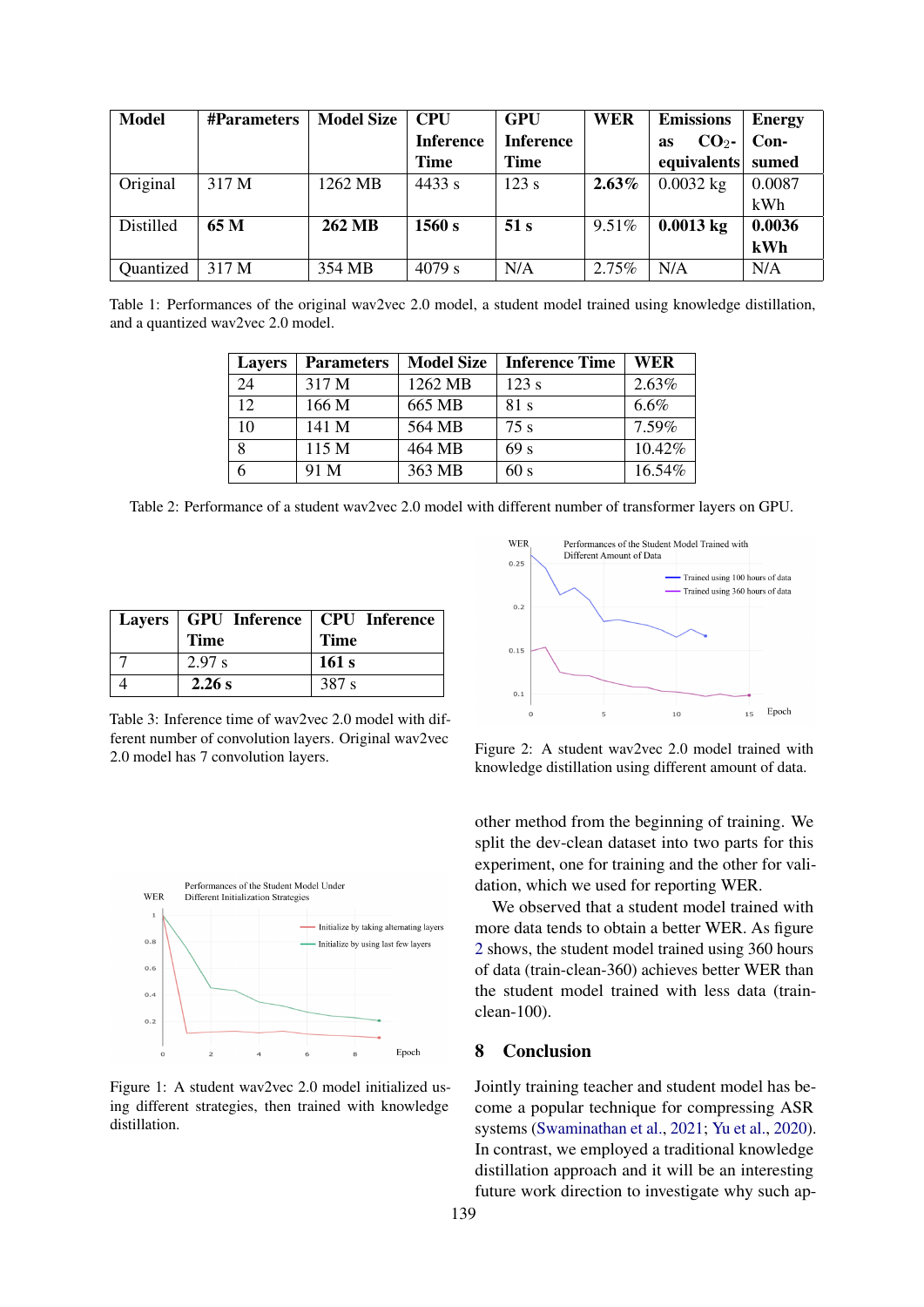| Model | #Parameters | Model Size | CPU Inference Time | GPU Inference Time | WER | Emissions as $CO_2$-equivalents | Energy Consumed |
|---|---|---|---|---|---|---|---|
| Original | 317 M | 1262 MB | 4433 s | 123 s | **2.63%** | 0.0032 kg | 0.0087 kWh |
| Distilled | **65 M** | **262 MB** | **1560 s** | **51 s** | 9.51% | **0.0013 kg** | **0.0036 kWh** |
| Quantized | 317 M | 354 MB | 4079 s | N/A | 2.75% | N/A | N/A |

Table 1: Performances of the original wav2vec 2.0 model, a student model trained using knowledge distillation, and a quantized wav2vec 2.0 model.

| Layers | Parameters | Model Size | Inference Time | WER |
|---|---|---|---|---|
| 24 | 317 M | 1262 MB | 123 s | 2.63% |
| 12 | 166 M | 665 MB | 81 s | 6.6% |
| 10 | 141 M | 564 MB | 75 s | 7.59% |
| 8 | 115 M | 464 MB | 69 s | 10.42% |
| 6 | 91 M | 363 MB | 60 s | 16.54% |

Table 2: Performance of a student wav2vec 2.0 model with different number of transformer layers on GPU.

| Layers | GPU Inference Time | CPU Inference Time |
|---|---|---|
| 7 | 2.97 s | **161 s** |
| 4 | **2.26 s** | 387 s |

Table 3: Inference time of wav2vec 2.0 model with different number of convolution layers. Original wav2vec 2.0 model has 7 convolution layers.

Figure 1: A student wav2vec 2.0 model initialized using different strategies, then trained with knowledge distillation.

Figure 2: A student wav2vec 2.0 model trained with knowledge distillation using different amount of data.

other method from the beginning of training. We split the dev-clean dataset into two parts for this experiment, one for training and the other for validation, which we used for reporting WER.

We observed that a student model trained with more data tends to obtain a better WER. As figure 2 shows, the student model trained using 360 hours of data (train-clean-360) achieves better WER than the student model trained with less data (train-clean-100).

## 8 Conclusion

Jointly training teacher and student model has become a popular technique for compressing ASR systems (Swaminathan et al., 2021; Yu et al., 2020). In contrast, we employed a traditional knowledge distillation approach and it will be an interesting future work direction to investigate why such ap-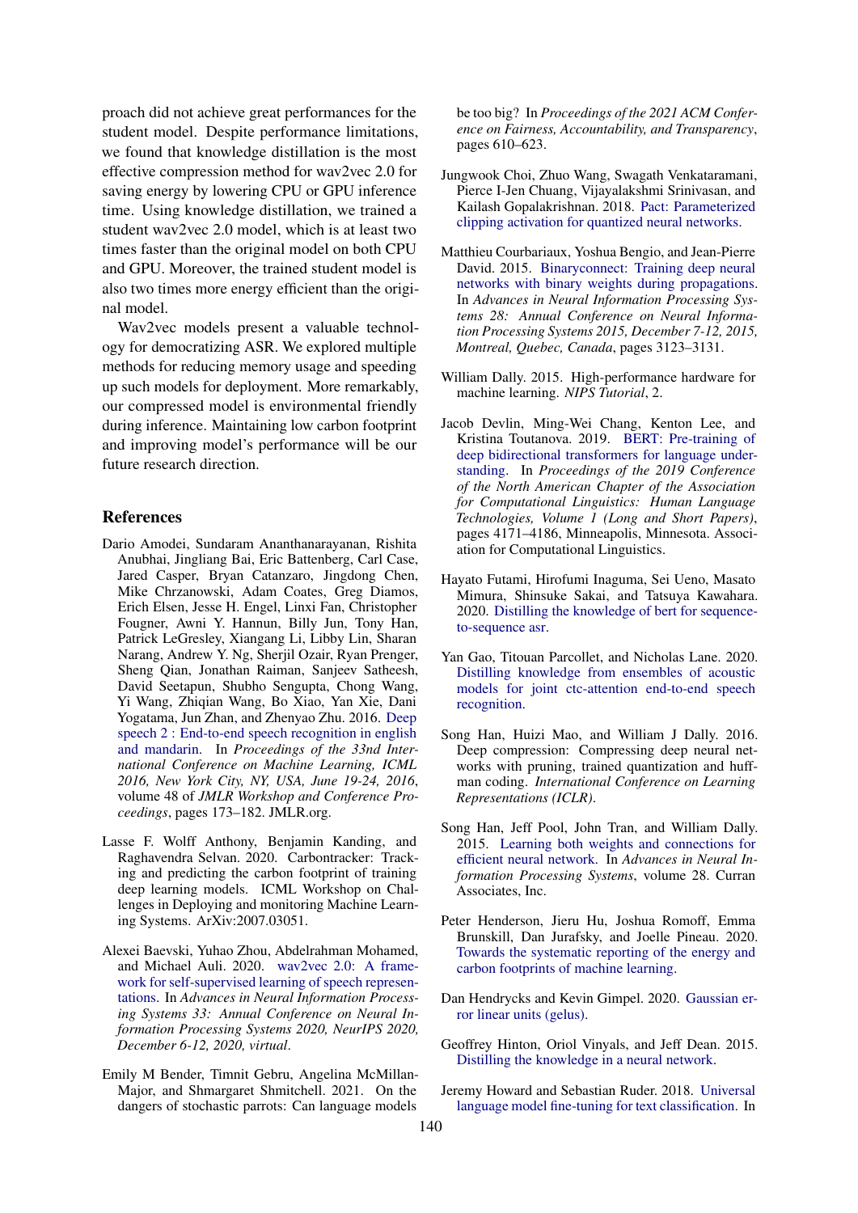proach did not achieve great performances for the student model. Despite performance limitations, we found that knowledge distillation is the most effective compression method for wav2vec 2.0 for saving energy by lowering CPU or GPU inference time. Using knowledge distillation, we trained a student wav2vec 2.0 model, which is at least two times faster than the original model on both CPU and GPU. Moreover, the trained student model is also two times more energy efficient than the original model.

Wav2vec models present a valuable technology for democratizing ASR. We explored multiple methods for reducing memory usage and speeding up such models for deployment. More remarkably, our compressed model is environmental friendly during inference. Maintaining low carbon footprint and improving model's performance will be our future research direction.

## References

Dario Amodei, Sundaram Ananthanarayanan, Rishita Anubhai, Jingliang Bai, Eric Battenberg, Carl Case, Jared Casper, Bryan Catanzaro, Jingdong Chen, Mike Chrzanowski, Adam Coates, Greg Diamos, Erich Elsen, Jesse H. Engel, Linxi Fan, Christopher Fougner, Awni Y. Hannun, Billy Jun, Tony Han, Patrick LeGresley, Xiangang Li, Libby Lin, Sharan Narang, Andrew Y. Ng, Sherjil Ozair, Ryan Prenger, Sheng Qian, Jonathan Raiman, Sanjeev Satheesh, David Seetapun, Shubho Sengupta, Chong Wang, Yi Wang, Zhiqian Wang, Bo Xiao, Yan Xie, Dani Yogatama, Jun Zhan, and Zhenyao Zhu. 2016. Deep speech 2 : End-to-end speech recognition in english and mandarin. In *Proceedings of the 33nd International Conference on Machine Learning, ICML 2016, New York City, NY, USA, June 19-24, 2016*, volume 48 of *JMLR Workshop and Conference Proceedings*, pages 173–182. JMLR.org.

Lasse F. Wolff Anthony, Benjamin Kanding, and Raghavendra Selvan. 2020. Carbontracker: Tracking and predicting the carbon footprint of training deep learning models. ICML Workshop on Challenges in Deploying and monitoring Machine Learning Systems. ArXiv:2007.03051.

Alexei Baevski, Yuhao Zhou, Abdelrahman Mohamed, and Michael Auli. 2020. wav2vec 2.0: A framework for self-supervised learning of speech representations. In *Advances in Neural Information Processing Systems 33: Annual Conference on Neural Information Processing Systems 2020, NeurIPS 2020, December 6-12, 2020, virtual*.

Emily M Bender, Timnit Gebru, Angelina McMillan-Major, and Shmargaret Shmitchell. 2021. On the dangers of stochastic parrots: Can language models be too big? In *Proceedings of the 2021 ACM Conference on Fairness, Accountability, and Transparency*, pages 610–623.

Jungwook Choi, Zhuo Wang, Swagath Venkataramani, Pierce I-Jen Chuang, Vijayalakshmi Srinivasan, and Kailash Gopalakrishnan. 2018. Pact: Parameterized clipping activation for quantized neural networks.

Matthieu Courbariaux, Yoshua Bengio, and Jean-Pierre David. 2015. Binaryconnect: Training deep neural networks with binary weights during propagations. In *Advances in Neural Information Processing Systems 28: Annual Conference on Neural Information Processing Systems 2015, December 7-12, 2015, Montreal, Quebec, Canada*, pages 3123–3131.

William Dally. 2015. High-performance hardware for machine learning. *NIPS Tutorial*, 2.

Jacob Devlin, Ming-Wei Chang, Kenton Lee, and Kristina Toutanova. 2019. BERT: Pre-training of deep bidirectional transformers for language understanding. In *Proceedings of the 2019 Conference of the North American Chapter of the Association for Computational Linguistics: Human Language Technologies, Volume 1 (Long and Short Papers)*, pages 4171–4186, Minneapolis, Minnesota. Association for Computational Linguistics.

Hayato Futami, Hirofumi Inaguma, Sei Ueno, Masato Mimura, Shinsuke Sakai, and Tatsuya Kawahara. 2020. Distilling the knowledge of bert for sequence-to-sequence asr.

Yan Gao, Titouan Parcollet, and Nicholas Lane. 2020. Distilling knowledge from ensembles of acoustic models for joint ctc-attention end-to-end speech recognition.

Song Han, Huizi Mao, and William J Dally. 2016. Deep compression: Compressing deep neural networks with pruning, trained quantization and huffman coding. *International Conference on Learning Representations (ICLR)*.

Song Han, Jeff Pool, John Tran, and William Dally. 2015. Learning both weights and connections for efficient neural network. In *Advances in Neural Information Processing Systems*, volume 28. Curran Associates, Inc.

Peter Henderson, Jieru Hu, Joshua Romoff, Emma Brunskill, Dan Jurafsky, and Joelle Pineau. 2020. Towards the systematic reporting of the energy and carbon footprints of machine learning.

Dan Hendrycks and Kevin Gimpel. 2020. Gaussian error linear units (gelus).

Geoffrey Hinton, Oriol Vinyals, and Jeff Dean. 2015. Distilling the knowledge in a neural network.

Jeremy Howard and Sebastian Ruder. 2018. Universal language model fine-tuning for text classification. In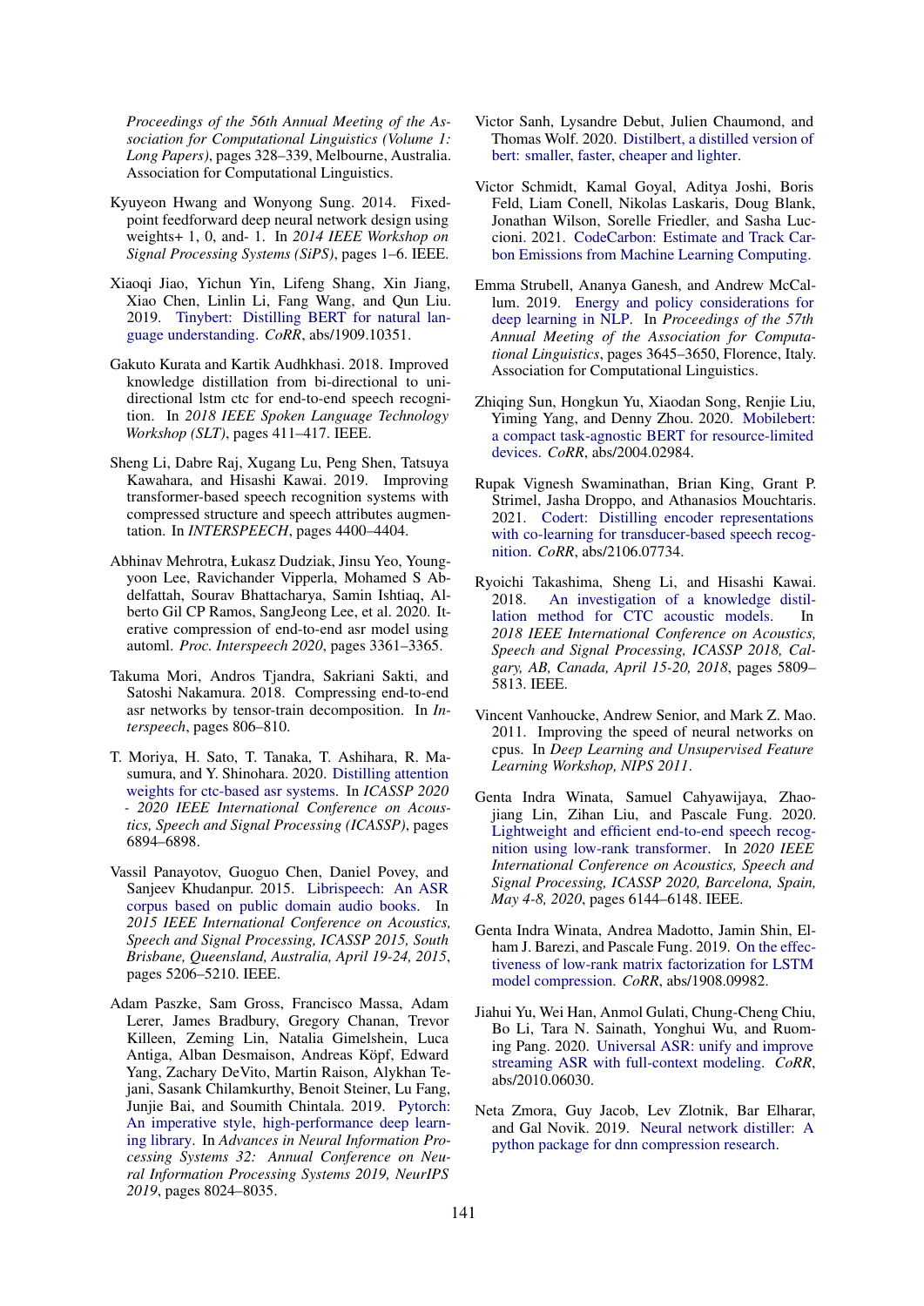*Proceedings of the 56th Annual Meeting of the Association for Computational Linguistics (Volume 1: Long Papers)*, pages 328–339, Melbourne, Australia. Association for Computational Linguistics.

Kyuyeon Hwang and Wonyong Sung. 2014. Fixed-point feedforward deep neural network design using weights+ 1, 0, and- 1. In *2014 IEEE Workshop on Signal Processing Systems (SiPS)*, pages 1–6. IEEE.

Xiaoqi Jiao, Yichun Yin, Lifeng Shang, Xin Jiang, Xiao Chen, Linlin Li, Fang Wang, and Qun Liu. 2019. Tinybert: Distilling BERT for natural language understanding. *CoRR*, abs/1909.10351.

Gakuto Kurata and Kartik Audhkhasi. 2018. Improved knowledge distillation from bi-directional to uni-directional lstm ctc for end-to-end speech recognition. In *2018 IEEE Spoken Language Technology Workshop (SLT)*, pages 411–417. IEEE.

Sheng Li, Dabre Raj, Xugang Lu, Peng Shen, Tatsuya Kawahara, and Hisashi Kawai. 2019. Improving transformer-based speech recognition systems with compressed structure and speech attributes augmentation. In *INTERSPEECH*, pages 4400–4404.

Abhinav Mehrotra, Łukasz Dudziak, Jinsu Yeo, Young-yoon Lee, Ravichander Vipperla, Mohamed S Abdelfattah, Sourav Bhattacharya, Samin Ishtiaq, Alberto Gil CP Ramos, SangJeong Lee, et al. 2020. Iterative compression of end-to-end asr model using automl. *Proc. Interspeech 2020*, pages 3361–3365.

Takuma Mori, Andros Tjandra, Sakriani Sakti, and Satoshi Nakamura. 2018. Compressing end-to-end asr networks by tensor-train decomposition. In *Interspeech*, pages 806–810.

T. Moriya, H. Sato, T. Tanaka, T. Ashihara, R. Masumura, and Y. Shinohara. 2020. Distilling attention weights for ctc-based asr systems. In *ICASSP 2020 - 2020 IEEE International Conference on Acoustics, Speech and Signal Processing (ICASSP)*, pages 6894–6898.

Vassil Panayotov, Guoguo Chen, Daniel Povey, and Sanjeev Khudanpur. 2015. Librispeech: An ASR corpus based on public domain audio books. In *2015 IEEE International Conference on Acoustics, Speech and Signal Processing, ICASSP 2015, South Brisbane, Queensland, Australia, April 19-24, 2015*, pages 5206–5210. IEEE.

Adam Paszke, Sam Gross, Francisco Massa, Adam Lerer, James Bradbury, Gregory Chanan, Trevor Killeen, Zeming Lin, Natalia Gimelshein, Luca Antiga, Alban Desmaison, Andreas Köpf, Edward Yang, Zachary DeVito, Martin Raison, Alykhan Tejani, Sasank Chilamkurthy, Benoit Steiner, Lu Fang, Junjie Bai, and Soumith Chintala. 2019. Pytorch: An imperative style, high-performance deep learning library. In *Advances in Neural Information Processing Systems 32: Annual Conference on Neural Information Processing Systems 2019, NeurIPS 2019*, pages 8024–8035.

Victor Sanh, Lysandre Debut, Julien Chaumond, and Thomas Wolf. 2020. Distilbert, a distilled version of bert: smaller, faster, cheaper and lighter.

Victor Schmidt, Kamal Goyal, Aditya Joshi, Boris Feld, Liam Conell, Nikolas Laskaris, Doug Blank, Jonathan Wilson, Sorelle Friedler, and Sasha Luccioni. 2021. CodeCarbon: Estimate and Track Carbon Emissions from Machine Learning Computing.

Emma Strubell, Ananya Ganesh, and Andrew McCallum. 2019. Energy and policy considerations for deep learning in NLP. In *Proceedings of the 57th Annual Meeting of the Association for Computational Linguistics*, pages 3645–3650, Florence, Italy. Association for Computational Linguistics.

Zhiqing Sun, Hongkun Yu, Xiaodan Song, Renjie Liu, Yiming Yang, and Denny Zhou. 2020. Mobilebert: a compact task-agnostic BERT for resource-limited devices. *CoRR*, abs/2004.02984.

Rupak Vignesh Swaminathan, Brian King, Grant P. Strimel, Jasha Droppo, and Athanasios Mouchtaris. 2021. Codert: Distilling encoder representations with co-learning for transducer-based speech recognition. *CoRR*, abs/2106.07734.

Ryoichi Takashima, Sheng Li, and Hisashi Kawai. 2018. An investigation of a knowledge distillation method for CTC acoustic models. In *2018 IEEE International Conference on Acoustics, Speech and Signal Processing, ICASSP 2018, Calgary, AB, Canada, April 15-20, 2018*, pages 5809–5813. IEEE.

Vincent Vanhoucke, Andrew Senior, and Mark Z. Mao. 2011. Improving the speed of neural networks on cpus. In *Deep Learning and Unsupervised Feature Learning Workshop, NIPS 2011*.

Genta Indra Winata, Samuel Cahyawijaya, Zhaojiang Lin, Zihan Liu, and Pascale Fung. 2020. Lightweight and efficient end-to-end speech recognition using low-rank transformer. In *2020 IEEE International Conference on Acoustics, Speech and Signal Processing, ICASSP 2020, Barcelona, Spain, May 4-8, 2020*, pages 6144–6148. IEEE.

Genta Indra Winata, Andrea Madotto, Jamin Shin, Elham J. Barezi, and Pascale Fung. 2019. On the effectiveness of low-rank matrix factorization for LSTM model compression. *CoRR*, abs/1908.09982.

Jiahui Yu, Wei Han, Anmol Gulati, Chung-Cheng Chiu, Bo Li, Tara N. Sainath, Yonghui Wu, and Ruoming Pang. 2020. Universal ASR: unify and improve streaming ASR with full-context modeling. *CoRR*, abs/2010.06030.

Neta Zmora, Guy Jacob, Lev Zlotnik, Bar Elharar, and Gal Novik. 2019. Neural network distiller: A python package for dnn compression research.